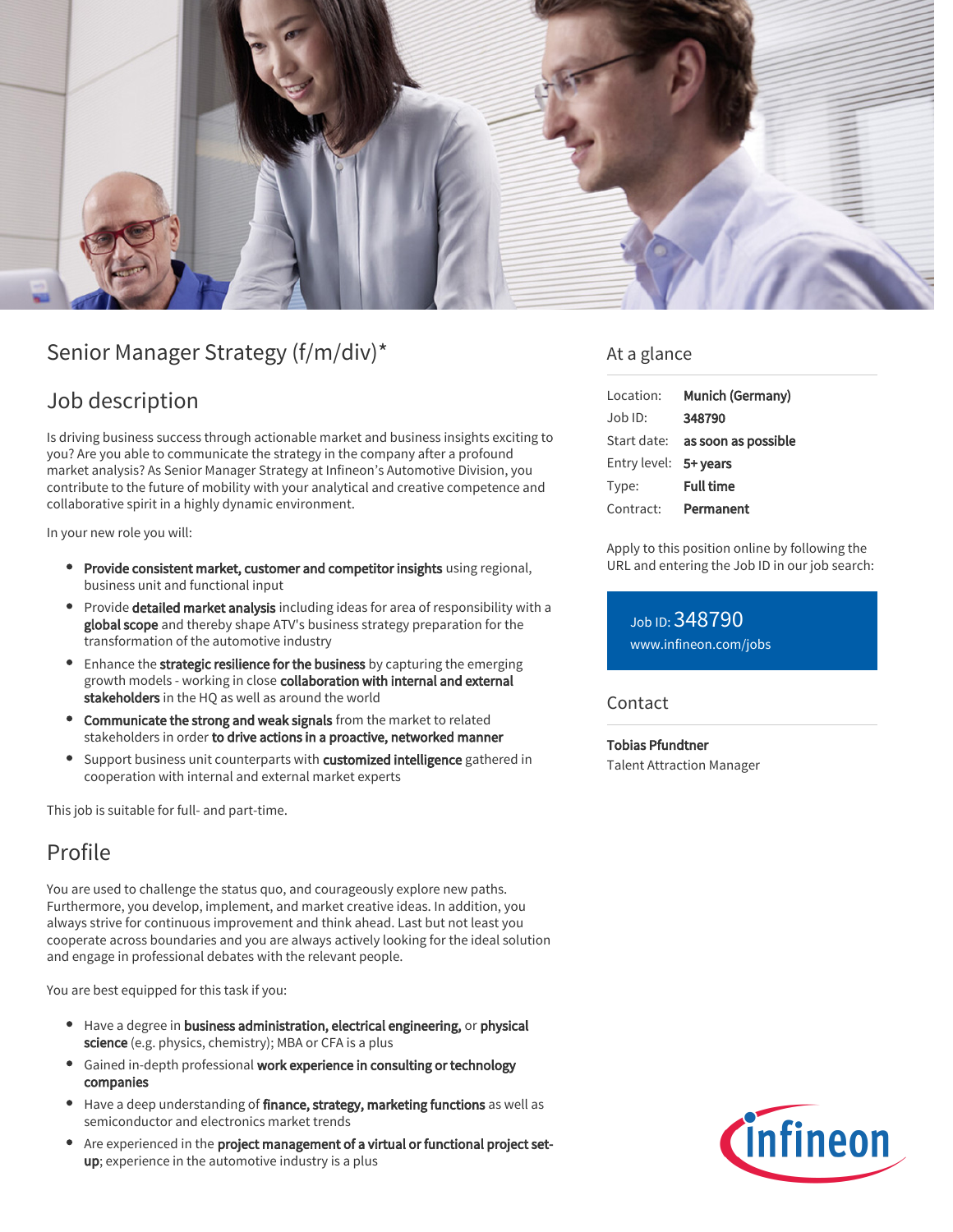# Senior Manager Strategy (f/m/div)*

## Job description

Is driving business success through actionable market and business insights exciting to you? Are you able to communicate the strategy in the company after a profound market analysis? As Senior Manager Strategy at Infineon's Automotive Division, you contribute to the future of mobility with your analytical and creative competence and collaborative spirit in a highly dynamic environment.

In your new role you will:

- **Provide consistent market, customer and competitor insights** using regional, business unit and functional input
- Provide **detailed market analysis** including ideas for area of responsibility with a **global scope** and thereby shape ATV's business strategy preparation for the transformation of the automotive industry
- Enhance the **strategic resilience for the business** by capturing the emerging growth models - working in close **collaboration with internal and external stakeholders** in the HQ as well as around the world
- **Communicate the strong and weak signals** from the market to related stakeholders in order **to drive actions in a proactive, networked manner**
- Support business unit counterparts with **customized intelligence** gathered in cooperation with internal and external market experts

This job is suitable for full- and part-time.

## Profile

You are used to challenge the status quo, and courageously explore new paths. Furthermore, you develop, implement, and market creative ideas. In addition, you always strive for continuous improvement and think ahead. Last but not least you cooperate across boundaries and you are always actively looking for the ideal solution and engage in professional debates with the relevant people.

You are best equipped for this task if you:

- Have a degree in **business administration, electrical engineering,** or **physical science** (e.g. physics, chemistry); MBA or CFA is a plus
- Gained in-depth professional **work experience in consulting or technology companies**
- Have a deep understanding of **finance, strategy, marketing functions** as well as semiconductor and electronics market trends
- Are experienced in the **project management of a virtual or functional project set-up**; experience in the automotive industry is a plus

## At a glance

| | |
|---|---|
| Location: | **Munich (Germany)** |
| Job ID: | **348790** |
| Start date: | **as soon as possible** |
| Entry level: | **5+ years** |
| Type: | **Full time** |
| Contract: | **Permanent** |

Apply to this position online by following the URL and entering the Job ID in our job search:

Job ID: 348790
www.infineon.com/jobs

## Contact

**Tobias Pfundtner**
Talent Attraction Manager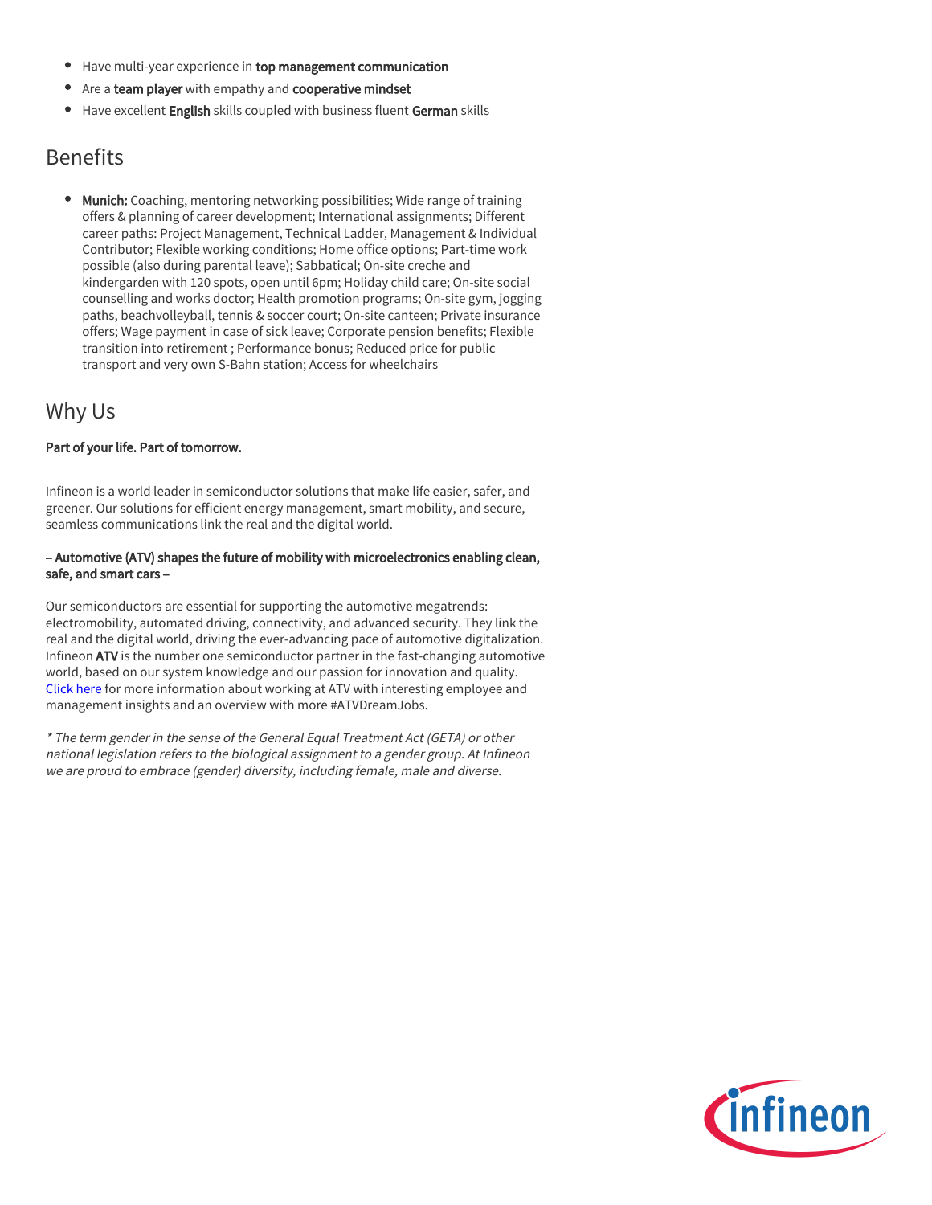- Have multi-year experience in **top management communication**
- Are a **team player** with empathy and **cooperative mindset**
- Have excellent **English** skills coupled with business fluent **German** skills

## Benefits

- **Munich:** Coaching, mentoring networking possibilities; Wide range of training offers & planning of career development; International assignments; Different career paths: Project Management, Technical Ladder, Management & Individual Contributor; Flexible working conditions; Home office options; Part-time work possible (also during parental leave); Sabbatical; On-site creche and kindergarden with 120 spots, open until 6pm; Holiday child care; On-site social counselling and works doctor; Health promotion programs; On-site gym, jogging paths, beachvolleyball, tennis & soccer court; On-site canteen; Private insurance offers; Wage payment in case of sick leave; Corporate pension benefits; Flexible transition into retirement ; Performance bonus; Reduced price for public transport and very own S-Bahn station; Access for wheelchairs

## Why Us

**Part of your life. Part of tomorrow.**

Infineon is a world leader in semiconductor solutions that make life easier, safer, and greener. Our solutions for efficient energy management, smart mobility, and secure, seamless communications link the real and the digital world.

**– Automotive (ATV) shapes the future of mobility with microelectronics enabling clean, safe, and smart cars –**

Our semiconductors are essential for supporting the automotive megatrends: electromobility, automated driving, connectivity, and advanced security. They link the real and the digital world, driving the ever-advancing pace of automotive digitalization. Infineon **ATV** is the number one semiconductor partner in the fast-changing automotive world, based on our system knowledge and our passion for innovation and quality. Click here for more information about working at ATV with interesting employee and management insights and an overview with more #ATVDreamJobs.

*\* The term gender in the sense of the General Equal Treatment Act (GETA) or other national legislation refers to the biological assignment to a gender group. At Infineon we are proud to embrace (gender) diversity, including female, male and diverse.*